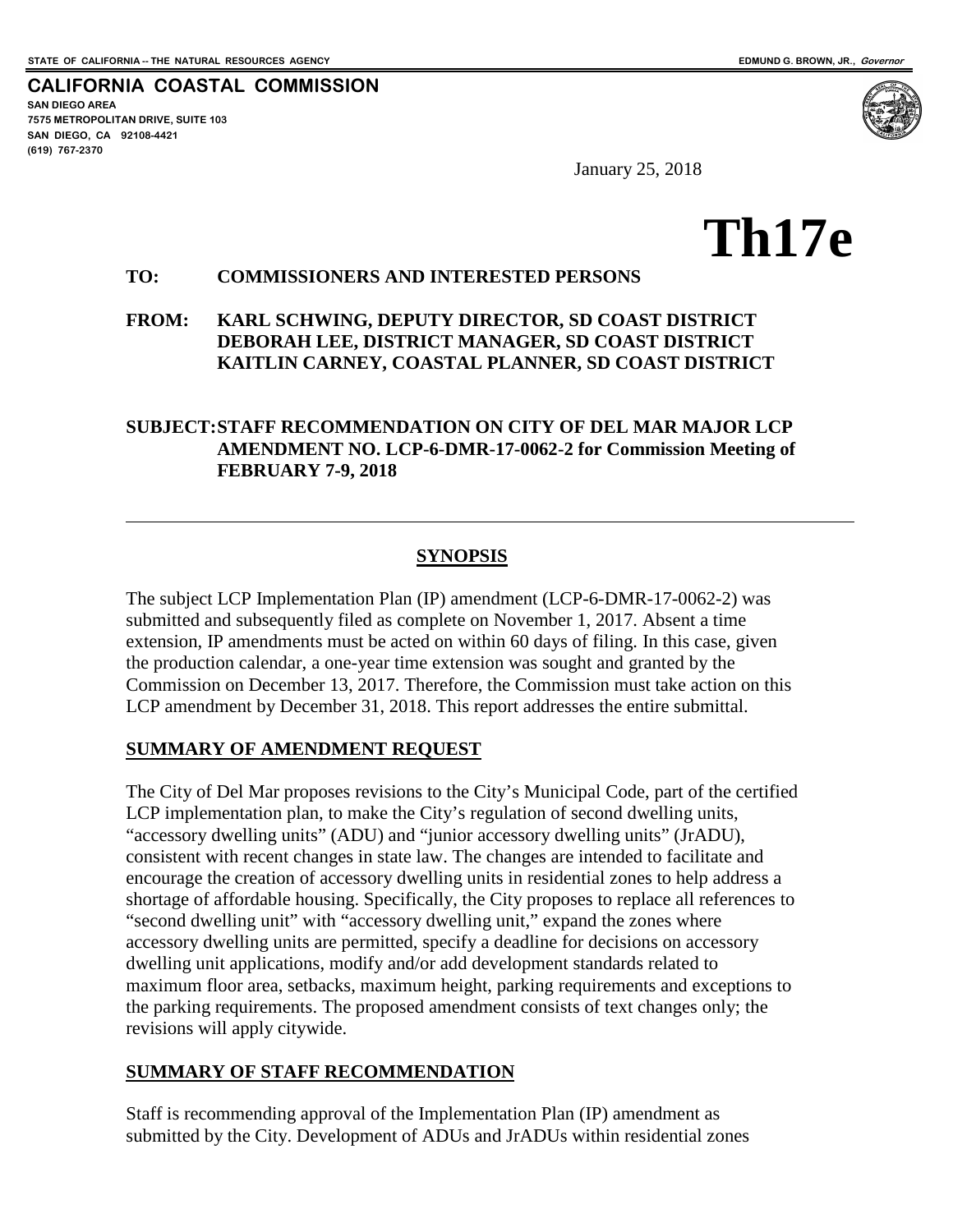STATE OF CALIFORNIA -- THE NATURAL RESOURCES AGENCY

EDMUND G. BROWN, JR., *Governor*

**CALIFORNIA COASTAL COMMISSION**
SAN DIEGO AREA
7575 METROPOLITAN DRIVE, SUITE 103
SAN DIEGO, CA 92108-4421
(619) 767-2370

January 25, 2018

# Th17e

**TO:** COMMISSIONERS AND INTERESTED PERSONS

**FROM:** KARL SCHWING, DEPUTY DIRECTOR, SD COAST DISTRICT
DEBORAH LEE, DISTRICT MANAGER, SD COAST DISTRICT
KAITLIN CARNEY, COASTAL PLANNER, SD COAST DISTRICT

**SUBJECT: STAFF RECOMMENDATION ON CITY OF DEL MAR MAJOR LCP AMENDMENT NO. LCP-6-DMR-17-0062-2 for Commission Meeting of FEBRUARY 7-9, 2018**

---

## SYNOPSIS

The subject LCP Implementation Plan (IP) amendment (LCP-6-DMR-17-0062-2) was submitted and subsequently filed as complete on November 1, 2017. Absent a time extension, IP amendments must be acted on within 60 days of filing. In this case, given the production calendar, a one-year time extension was sought and granted by the Commission on December 13, 2017. Therefore, the Commission must take action on this LCP amendment by December 31, 2018. This report addresses the entire submittal.

## SUMMARY OF AMENDMENT REQUEST

The City of Del Mar proposes revisions to the City's Municipal Code, part of the certified LCP implementation plan, to make the City's regulation of second dwelling units, "accessory dwelling units" (ADU) and "junior accessory dwelling units" (JrADU), consistent with recent changes in state law. The changes are intended to facilitate and encourage the creation of accessory dwelling units in residential zones to help address a shortage of affordable housing. Specifically, the City proposes to replace all references to "second dwelling unit" with "accessory dwelling unit," expand the zones where accessory dwelling units are permitted, specify a deadline for decisions on accessory dwelling unit applications, modify and/or add development standards related to maximum floor area, setbacks, maximum height, parking requirements and exceptions to the parking requirements. The proposed amendment consists of text changes only; the revisions will apply citywide.

## SUMMARY OF STAFF RECOMMENDATION

Staff is recommending approval of the Implementation Plan (IP) amendment as submitted by the City. Development of ADUs and JrADUs within residential zones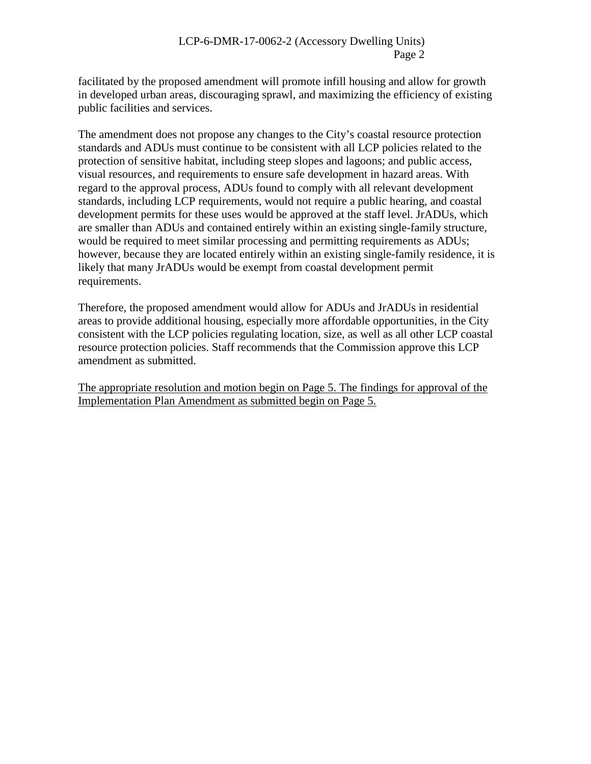facilitated by the proposed amendment will promote infill housing and allow for growth in developed urban areas, discouraging sprawl, and maximizing the efficiency of existing public facilities and services.

The amendment does not propose any changes to the City's coastal resource protection standards and ADUs must continue to be consistent with all LCP policies related to the protection of sensitive habitat, including steep slopes and lagoons; and public access, visual resources, and requirements to ensure safe development in hazard areas. With regard to the approval process, ADUs found to comply with all relevant development standards, including LCP requirements, would not require a public hearing, and coastal development permits for these uses would be approved at the staff level. JrADUs, which are smaller than ADUs and contained entirely within an existing single-family structure, would be required to meet similar processing and permitting requirements as ADUs; however, because they are located entirely within an existing single-family residence, it is likely that many JrADUs would be exempt from coastal development permit requirements.

Therefore, the proposed amendment would allow for ADUs and JrADUs in residential areas to provide additional housing, especially more affordable opportunities, in the City consistent with the LCP policies regulating location, size, as well as all other LCP coastal resource protection policies. Staff recommends that the Commission approve this LCP amendment as submitted.

<u>The appropriate resolution and motion begin on Page 5. The findings for approval of the Implementation Plan Amendment as submitted begin on Page 5.</u>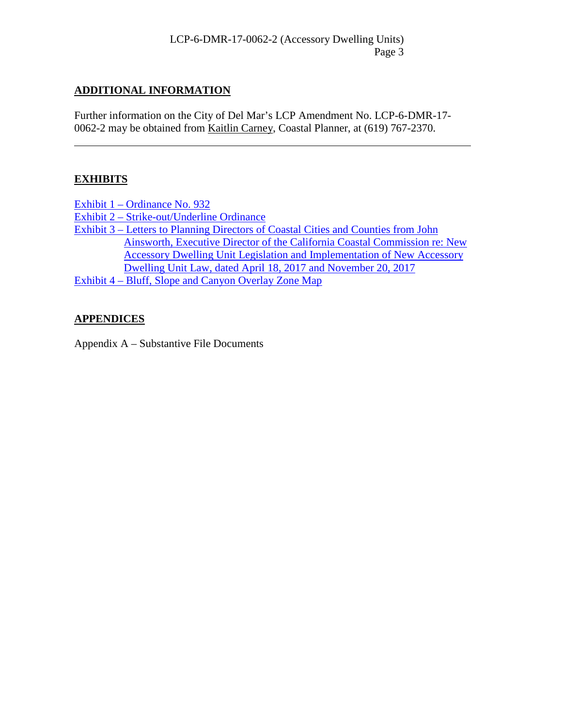## ADDITIONAL INFORMATION

Further information on the City of Del Mar's LCP Amendment No. LCP-6-DMR-17-0062-2 may be obtained from Kaitlin Carney, Coastal Planner, at (619) 767-2370.

---

## EXHIBITS

Exhibit 1 – Ordinance No. 932
Exhibit 2 – Strike-out/Underline Ordinance
Exhibit 3 – Letters to Planning Directors of Coastal Cities and Counties from John Ainsworth, Executive Director of the California Coastal Commission re: New Accessory Dwelling Unit Legislation and Implementation of New Accessory Dwelling Unit Law, dated April 18, 2017 and November 20, 2017
Exhibit 4 – Bluff, Slope and Canyon Overlay Zone Map

## APPENDICES

Appendix A – Substantive File Documents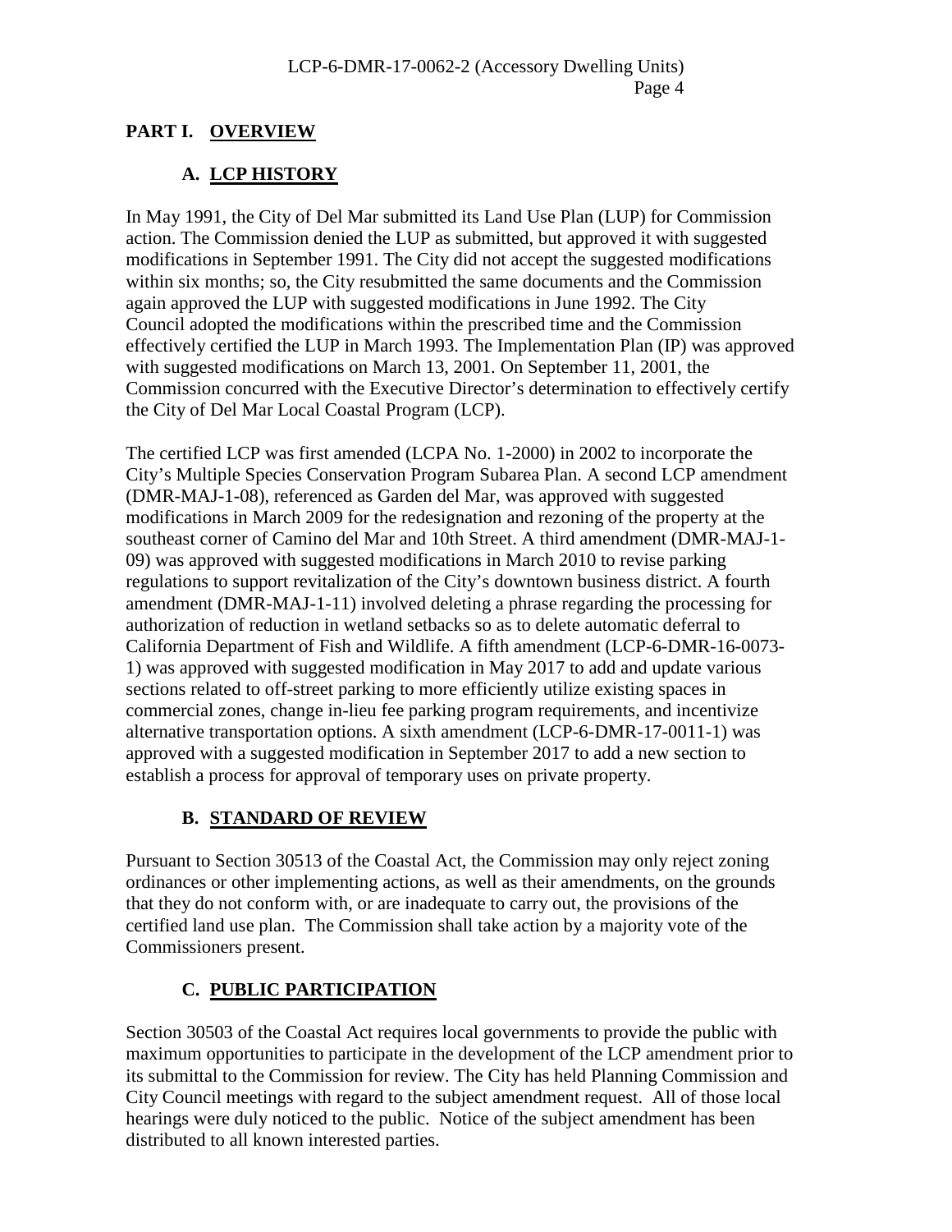## PART I. OVERVIEW

### A. LCP HISTORY

In May 1991, the City of Del Mar submitted its Land Use Plan (LUP) for Commission action. The Commission denied the LUP as submitted, but approved it with suggested modifications in September 1991. The City did not accept the suggested modifications within six months; so, the City resubmitted the same documents and the Commission again approved the LUP with suggested modifications in June 1992. The City Council adopted the modifications within the prescribed time and the Commission effectively certified the LUP in March 1993. The Implementation Plan (IP) was approved with suggested modifications on March 13, 2001. On September 11, 2001, the Commission concurred with the Executive Director's determination to effectively certify the City of Del Mar Local Coastal Program (LCP).

The certified LCP was first amended (LCPA No. 1-2000) in 2002 to incorporate the City's Multiple Species Conservation Program Subarea Plan. A second LCP amendment (DMR-MAJ-1-08), referenced as Garden del Mar, was approved with suggested modifications in March 2009 for the redesignation and rezoning of the property at the southeast corner of Camino del Mar and 10th Street. A third amendment (DMR-MAJ-1-09) was approved with suggested modifications in March 2010 to revise parking regulations to support revitalization of the City's downtown business district. A fourth amendment (DMR-MAJ-1-11) involved deleting a phrase regarding the processing for authorization of reduction in wetland setbacks so as to delete automatic deferral to California Department of Fish and Wildlife. A fifth amendment (LCP-6-DMR-16-0073-1) was approved with suggested modification in May 2017 to add and update various sections related to off-street parking to more efficiently utilize existing spaces in commercial zones, change in-lieu fee parking program requirements, and incentivize alternative transportation options. A sixth amendment (LCP-6-DMR-17-0011-1) was approved with a suggested modification in September 2017 to add a new section to establish a process for approval of temporary uses on private property.

### B. STANDARD OF REVIEW

Pursuant to Section 30513 of the Coastal Act, the Commission may only reject zoning ordinances or other implementing actions, as well as their amendments, on the grounds that they do not conform with, or are inadequate to carry out, the provisions of the certified land use plan. The Commission shall take action by a majority vote of the Commissioners present.

### C. PUBLIC PARTICIPATION

Section 30503 of the Coastal Act requires local governments to provide the public with maximum opportunities to participate in the development of the LCP amendment prior to its submittal to the Commission for review. The City has held Planning Commission and City Council meetings with regard to the subject amendment request. All of those local hearings were duly noticed to the public. Notice of the subject amendment has been distributed to all known interested parties.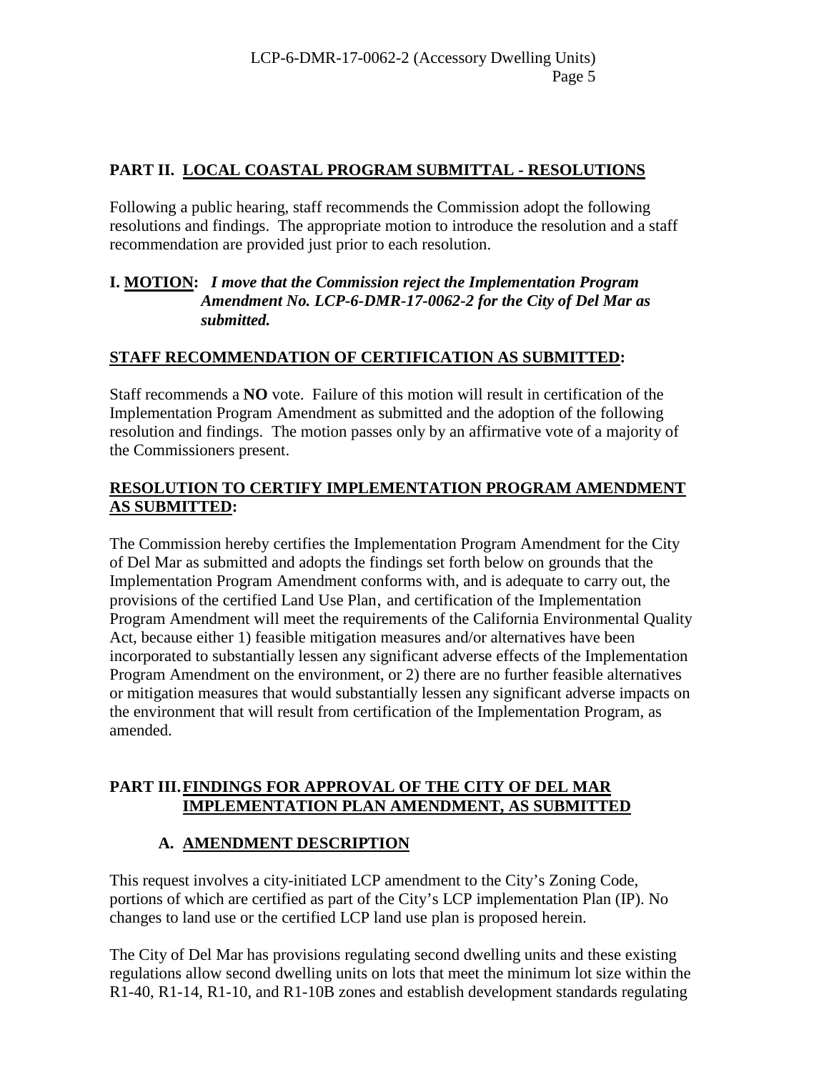## PART II. LOCAL COASTAL PROGRAM SUBMITTAL - RESOLUTIONS

Following a public hearing, staff recommends the Commission adopt the following resolutions and findings. The appropriate motion to introduce the resolution and a staff recommendation are provided just prior to each resolution.

**I. MOTION:** ***I move that the Commission reject the Implementation Program Amendment No. LCP-6-DMR-17-0062-2 for the City of Del Mar as submitted.***

**STAFF RECOMMENDATION OF CERTIFICATION AS SUBMITTED:**

Staff recommends a **NO** vote. Failure of this motion will result in certification of the Implementation Program Amendment as submitted and the adoption of the following resolution and findings. The motion passes only by an affirmative vote of a majority of the Commissioners present.

**RESOLUTION TO CERTIFY IMPLEMENTATION PROGRAM AMENDMENT AS SUBMITTED:**

The Commission hereby certifies the Implementation Program Amendment for the City of Del Mar as submitted and adopts the findings set forth below on grounds that the Implementation Program Amendment conforms with, and is adequate to carry out, the provisions of the certified Land Use Plan, and certification of the Implementation Program Amendment will meet the requirements of the California Environmental Quality Act, because either 1) feasible mitigation measures and/or alternatives have been incorporated to substantially lessen any significant adverse effects of the Implementation Program Amendment on the environment, or 2) there are no further feasible alternatives or mitigation measures that would substantially lessen any significant adverse impacts on the environment that will result from certification of the Implementation Program, as amended.

## PART III. FINDINGS FOR APPROVAL OF THE CITY OF DEL MAR IMPLEMENTATION PLAN AMENDMENT, AS SUBMITTED

### A. AMENDMENT DESCRIPTION

This request involves a city-initiated LCP amendment to the City's Zoning Code, portions of which are certified as part of the City's LCP implementation Plan (IP). No changes to land use or the certified LCP land use plan is proposed herein.

The City of Del Mar has provisions regulating second dwelling units and these existing regulations allow second dwelling units on lots that meet the minimum lot size within the R1-40, R1-14, R1-10, and R1-10B zones and establish development standards regulating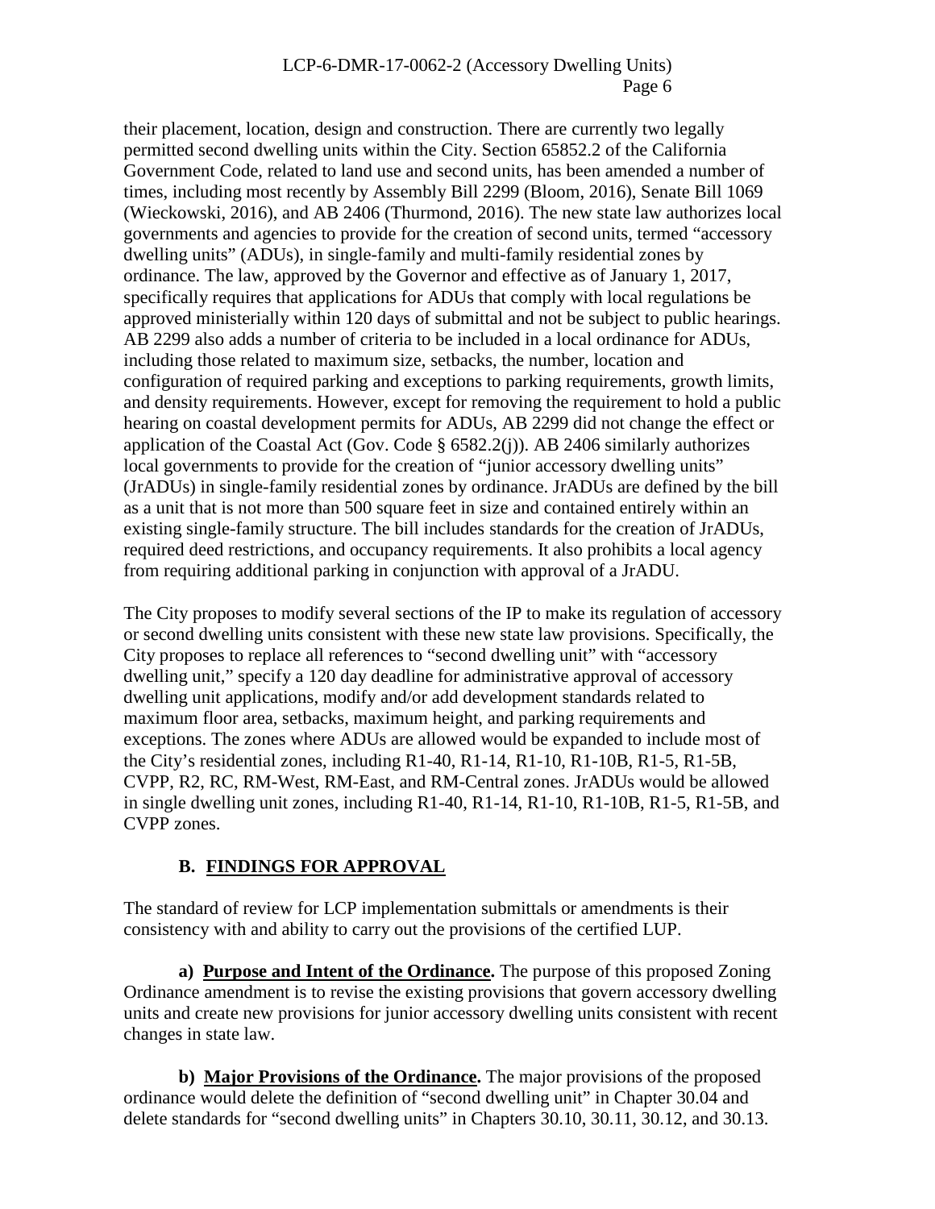their placement, location, design and construction. There are currently two legally permitted second dwelling units within the City. Section 65852.2 of the California Government Code, related to land use and second units, has been amended a number of times, including most recently by Assembly Bill 2299 (Bloom, 2016), Senate Bill 1069 (Wieckowski, 2016), and AB 2406 (Thurmond, 2016). The new state law authorizes local governments and agencies to provide for the creation of second units, termed "accessory dwelling units" (ADUs), in single-family and multi-family residential zones by ordinance. The law, approved by the Governor and effective as of January 1, 2017, specifically requires that applications for ADUs that comply with local regulations be approved ministerially within 120 days of submittal and not be subject to public hearings. AB 2299 also adds a number of criteria to be included in a local ordinance for ADUs, including those related to maximum size, setbacks, the number, location and configuration of required parking and exceptions to parking requirements, growth limits, and density requirements. However, except for removing the requirement to hold a public hearing on coastal development permits for ADUs, AB 2299 did not change the effect or application of the Coastal Act (Gov. Code § 6582.2(j)). AB 2406 similarly authorizes local governments to provide for the creation of "junior accessory dwelling units" (JrADUs) in single-family residential zones by ordinance. JrADUs are defined by the bill as a unit that is not more than 500 square feet in size and contained entirely within an existing single-family structure. The bill includes standards for the creation of JrADUs, required deed restrictions, and occupancy requirements. It also prohibits a local agency from requiring additional parking in conjunction with approval of a JrADU.

The City proposes to modify several sections of the IP to make its regulation of accessory or second dwelling units consistent with these new state law provisions. Specifically, the City proposes to replace all references to "second dwelling unit" with "accessory dwelling unit," specify a 120 day deadline for administrative approval of accessory dwelling unit applications, modify and/or add development standards related to maximum floor area, setbacks, maximum height, and parking requirements and exceptions. The zones where ADUs are allowed would be expanded to include most of the City's residential zones, including R1-40, R1-14, R1-10, R1-10B, R1-5, R1-5B, CVPP, R2, RC, RM-West, RM-East, and RM-Central zones. JrADUs would be allowed in single dwelling unit zones, including R1-40, R1-14, R1-10, R1-10B, R1-5, R1-5B, and CVPP zones.

## B. FINDINGS FOR APPROVAL

The standard of review for LCP implementation submittals or amendments is their consistency with and ability to carry out the provisions of the certified LUP.

**a) Purpose and Intent of the Ordinance.** The purpose of this proposed Zoning Ordinance amendment is to revise the existing provisions that govern accessory dwelling units and create new provisions for junior accessory dwelling units consistent with recent changes in state law.

**b) Major Provisions of the Ordinance.** The major provisions of the proposed ordinance would delete the definition of "second dwelling unit" in Chapter 30.04 and delete standards for "second dwelling units" in Chapters 30.10, 30.11, 30.12, and 30.13.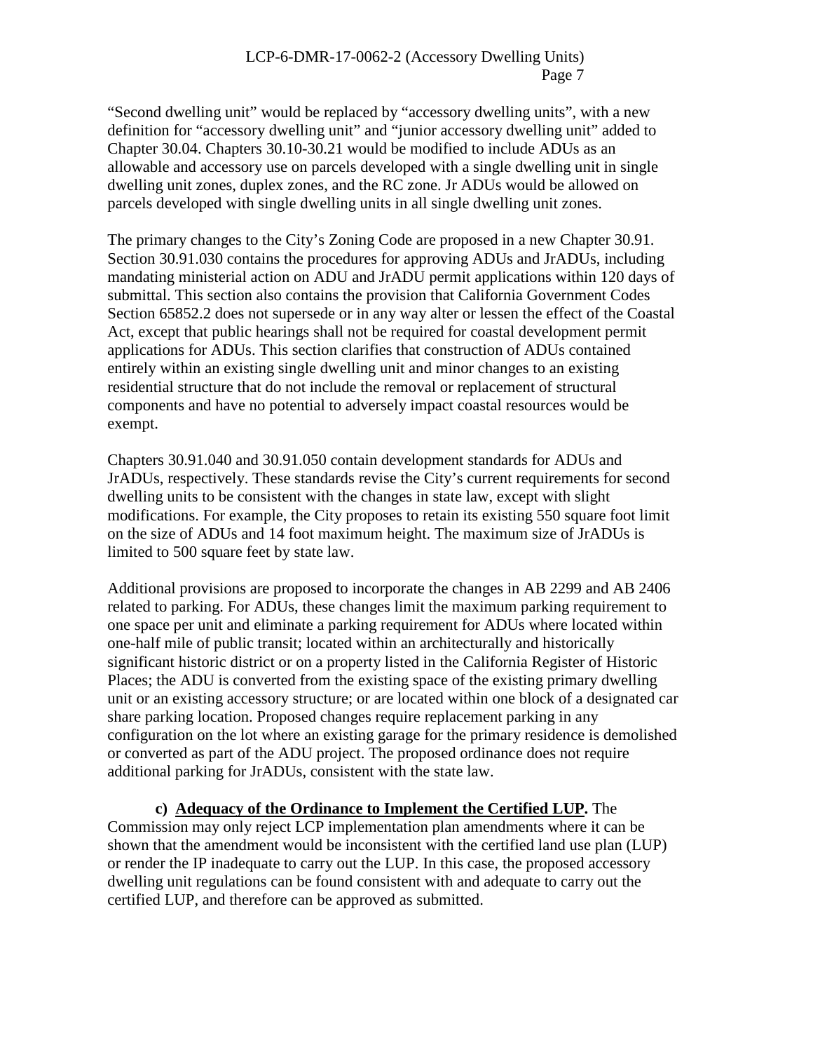"Second dwelling unit" would be replaced by "accessory dwelling units", with a new definition for "accessory dwelling unit" and "junior accessory dwelling unit" added to Chapter 30.04. Chapters 30.10-30.21 would be modified to include ADUs as an allowable and accessory use on parcels developed with a single dwelling unit in single dwelling unit zones, duplex zones, and the RC zone. Jr ADUs would be allowed on parcels developed with single dwelling units in all single dwelling unit zones.

The primary changes to the City's Zoning Code are proposed in a new Chapter 30.91. Section 30.91.030 contains the procedures for approving ADUs and JrADUs, including mandating ministerial action on ADU and JrADU permit applications within 120 days of submittal. This section also contains the provision that California Government Codes Section 65852.2 does not supersede or in any way alter or lessen the effect of the Coastal Act, except that public hearings shall not be required for coastal development permit applications for ADUs. This section clarifies that construction of ADUs contained entirely within an existing single dwelling unit and minor changes to an existing residential structure that do not include the removal or replacement of structural components and have no potential to adversely impact coastal resources would be exempt.

Chapters 30.91.040 and 30.91.050 contain development standards for ADUs and JrADUs, respectively. These standards revise the City's current requirements for second dwelling units to be consistent with the changes in state law, except with slight modifications. For example, the City proposes to retain its existing 550 square foot limit on the size of ADUs and 14 foot maximum height. The maximum size of JrADUs is limited to 500 square feet by state law.

Additional provisions are proposed to incorporate the changes in AB 2299 and AB 2406 related to parking. For ADUs, these changes limit the maximum parking requirement to one space per unit and eliminate a parking requirement for ADUs where located within one-half mile of public transit; located within an architecturally and historically significant historic district or on a property listed in the California Register of Historic Places; the ADU is converted from the existing space of the existing primary dwelling unit or an existing accessory structure; or are located within one block of a designated car share parking location. Proposed changes require replacement parking in any configuration on the lot where an existing garage for the primary residence is demolished or converted as part of the ADU project. The proposed ordinance does not require additional parking for JrADUs, consistent with the state law.

**c) Adequacy of the Ordinance to Implement the Certified LUP.** The Commission may only reject LCP implementation plan amendments where it can be shown that the amendment would be inconsistent with the certified land use plan (LUP) or render the IP inadequate to carry out the LUP. In this case, the proposed accessory dwelling unit regulations can be found consistent with and adequate to carry out the certified LUP, and therefore can be approved as submitted.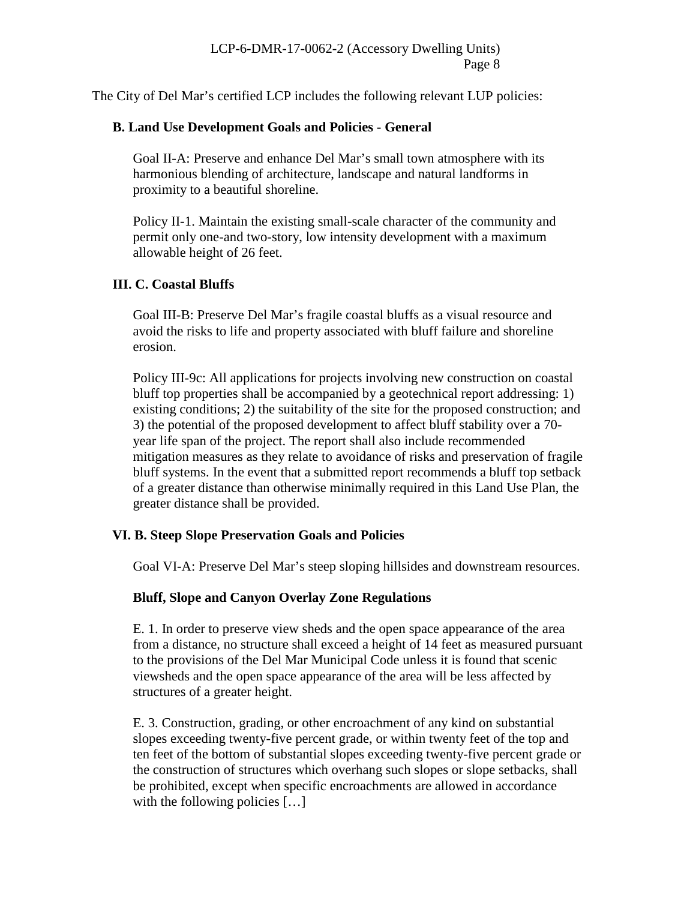The City of Del Mar's certified LCP includes the following relevant LUP policies:

**B. Land Use Development Goals and Policies - General**

Goal II-A: Preserve and enhance Del Mar's small town atmosphere with its harmonious blending of architecture, landscape and natural landforms in proximity to a beautiful shoreline.

Policy II-1. Maintain the existing small-scale character of the community and permit only one-and two-story, low intensity development with a maximum allowable height of 26 feet.

**III. C. Coastal Bluffs**

Goal III-B: Preserve Del Mar's fragile coastal bluffs as a visual resource and avoid the risks to life and property associated with bluff failure and shoreline erosion.

Policy III-9c: All applications for projects involving new construction on coastal bluff top properties shall be accompanied by a geotechnical report addressing: 1) existing conditions; 2) the suitability of the site for the proposed construction; and 3) the potential of the proposed development to affect bluff stability over a 70-year life span of the project. The report shall also include recommended mitigation measures as they relate to avoidance of risks and preservation of fragile bluff systems. In the event that a submitted report recommends a bluff top setback of a greater distance than otherwise minimally required in this Land Use Plan, the greater distance shall be provided.

**VI. B. Steep Slope Preservation Goals and Policies**

Goal VI-A: Preserve Del Mar's steep sloping hillsides and downstream resources.

**Bluff, Slope and Canyon Overlay Zone Regulations**

E. 1. In order to preserve view sheds and the open space appearance of the area from a distance, no structure shall exceed a height of 14 feet as measured pursuant to the provisions of the Del Mar Municipal Code unless it is found that scenic viewsheds and the open space appearance of the area will be less affected by structures of a greater height.

E. 3. Construction, grading, or other encroachment of any kind on substantial slopes exceeding twenty-five percent grade, or within twenty feet of the top and ten feet of the bottom of substantial slopes exceeding twenty-five percent grade or the construction of structures which overhang such slopes or slope setbacks, shall be prohibited, except when specific encroachments are allowed in accordance with the following policies […]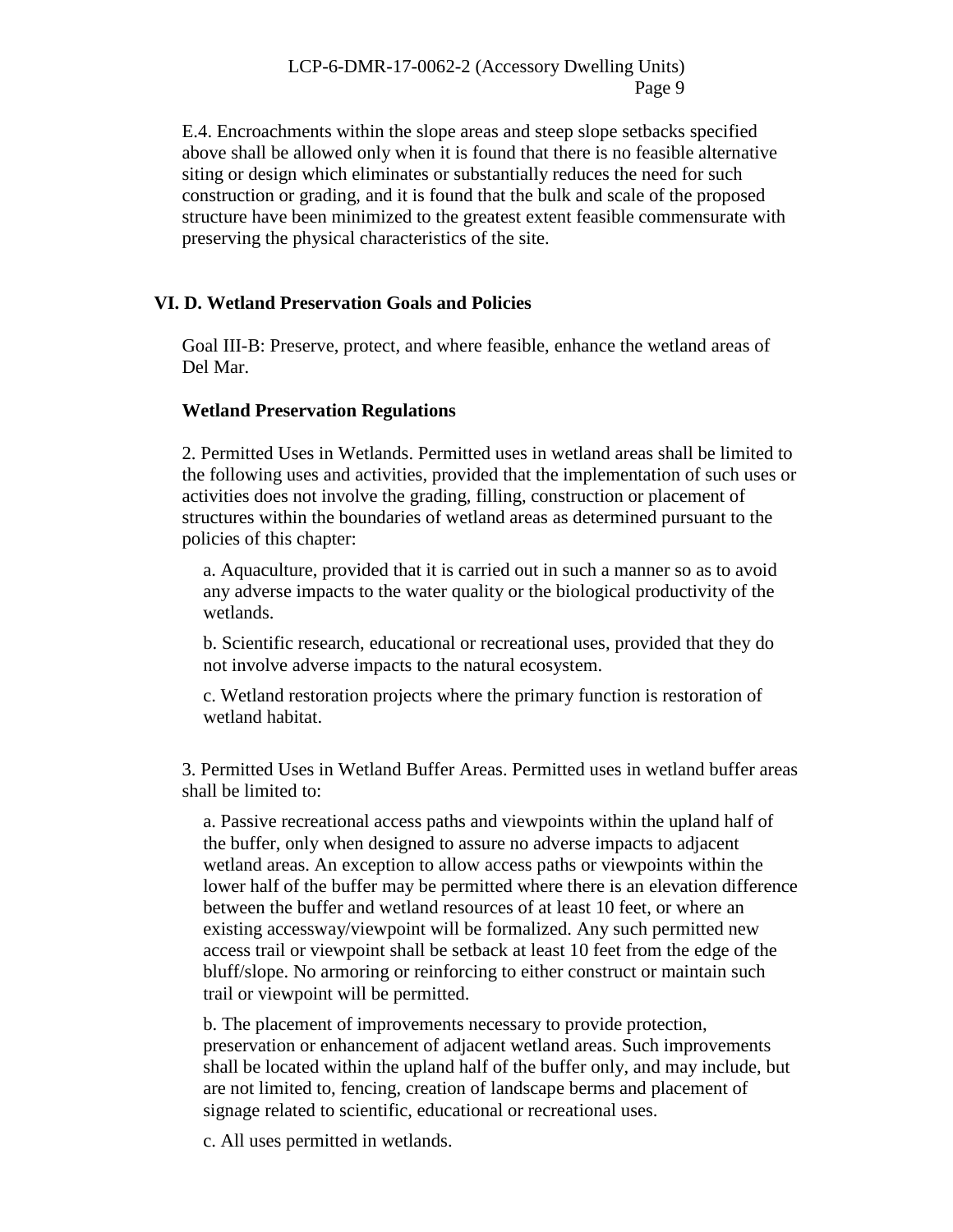E.4. Encroachments within the slope areas and steep slope setbacks specified above shall be allowed only when it is found that there is no feasible alternative siting or design which eliminates or substantially reduces the need for such construction or grading, and it is found that the bulk and scale of the proposed structure have been minimized to the greatest extent feasible commensurate with preserving the physical characteristics of the site.

## VI. D. Wetland Preservation Goals and Policies

Goal III-B: Preserve, protect, and where feasible, enhance the wetland areas of Del Mar.

### Wetland Preservation Regulations

2. Permitted Uses in Wetlands. Permitted uses in wetland areas shall be limited to the following uses and activities, provided that the implementation of such uses or activities does not involve the grading, filling, construction or placement of structures within the boundaries of wetland areas as determined pursuant to the policies of this chapter:

   a. Aquaculture, provided that it is carried out in such a manner so as to avoid any adverse impacts to the water quality or the biological productivity of the wetlands.

   b. Scientific research, educational or recreational uses, provided that they do not involve adverse impacts to the natural ecosystem.

   c. Wetland restoration projects where the primary function is restoration of wetland habitat.

3. Permitted Uses in Wetland Buffer Areas. Permitted uses in wetland buffer areas shall be limited to:

   a. Passive recreational access paths and viewpoints within the upland half of the buffer, only when designed to assure no adverse impacts to adjacent wetland areas. An exception to allow access paths or viewpoints within the lower half of the buffer may be permitted where there is an elevation difference between the buffer and wetland resources of at least 10 feet, or where an existing accessway/viewpoint will be formalized. Any such permitted new access trail or viewpoint shall be setback at least 10 feet from the edge of the bluff/slope. No armoring or reinforcing to either construct or maintain such trail or viewpoint will be permitted.

   b. The placement of improvements necessary to provide protection, preservation or enhancement of adjacent wetland areas. Such improvements shall be located within the upland half of the buffer only, and may include, but are not limited to, fencing, creation of landscape berms and placement of signage related to scientific, educational or recreational uses.

   c. All uses permitted in wetlands.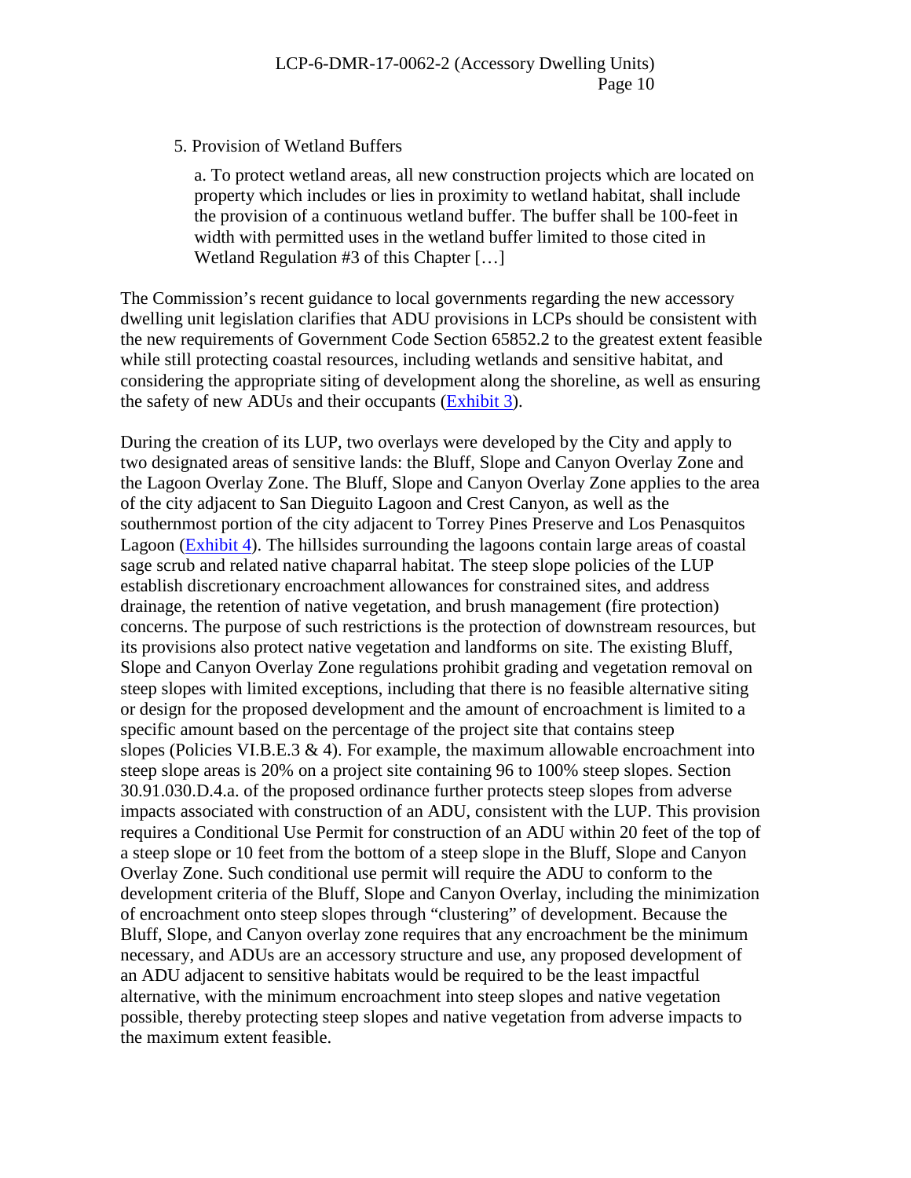5. Provision of Wetland Buffers

a. To protect wetland areas, all new construction projects which are located on property which includes or lies in proximity to wetland habitat, shall include the provision of a continuous wetland buffer. The buffer shall be 100-feet in width with permitted uses in the wetland buffer limited to those cited in Wetland Regulation #3 of this Chapter […]

The Commission's recent guidance to local governments regarding the new accessory dwelling unit legislation clarifies that ADU provisions in LCPs should be consistent with the new requirements of Government Code Section 65852.2 to the greatest extent feasible while still protecting coastal resources, including wetlands and sensitive habitat, and considering the appropriate siting of development along the shoreline, as well as ensuring the safety of new ADUs and their occupants (Exhibit 3).

During the creation of its LUP, two overlays were developed by the City and apply to two designated areas of sensitive lands: the Bluff, Slope and Canyon Overlay Zone and the Lagoon Overlay Zone. The Bluff, Slope and Canyon Overlay Zone applies to the area of the city adjacent to San Dieguito Lagoon and Crest Canyon, as well as the southernmost portion of the city adjacent to Torrey Pines Preserve and Los Penasquitos Lagoon (Exhibit 4). The hillsides surrounding the lagoons contain large areas of coastal sage scrub and related native chaparral habitat. The steep slope policies of the LUP establish discretionary encroachment allowances for constrained sites, and address drainage, the retention of native vegetation, and brush management (fire protection) concerns. The purpose of such restrictions is the protection of downstream resources, but its provisions also protect native vegetation and landforms on site. The existing Bluff, Slope and Canyon Overlay Zone regulations prohibit grading and vegetation removal on steep slopes with limited exceptions, including that there is no feasible alternative siting or design for the proposed development and the amount of encroachment is limited to a specific amount based on the percentage of the project site that contains steep slopes (Policies VI.B.E.3 & 4). For example, the maximum allowable encroachment into steep slope areas is 20% on a project site containing 96 to 100% steep slopes. Section 30.91.030.D.4.a. of the proposed ordinance further protects steep slopes from adverse impacts associated with construction of an ADU, consistent with the LUP. This provision requires a Conditional Use Permit for construction of an ADU within 20 feet of the top of a steep slope or 10 feet from the bottom of a steep slope in the Bluff, Slope and Canyon Overlay Zone. Such conditional use permit will require the ADU to conform to the development criteria of the Bluff, Slope and Canyon Overlay, including the minimization of encroachment onto steep slopes through "clustering" of development. Because the Bluff, Slope, and Canyon overlay zone requires that any encroachment be the minimum necessary, and ADUs are an accessory structure and use, any proposed development of an ADU adjacent to sensitive habitats would be required to be the least impactful alternative, with the minimum encroachment into steep slopes and native vegetation possible, thereby protecting steep slopes and native vegetation from adverse impacts to the maximum extent feasible.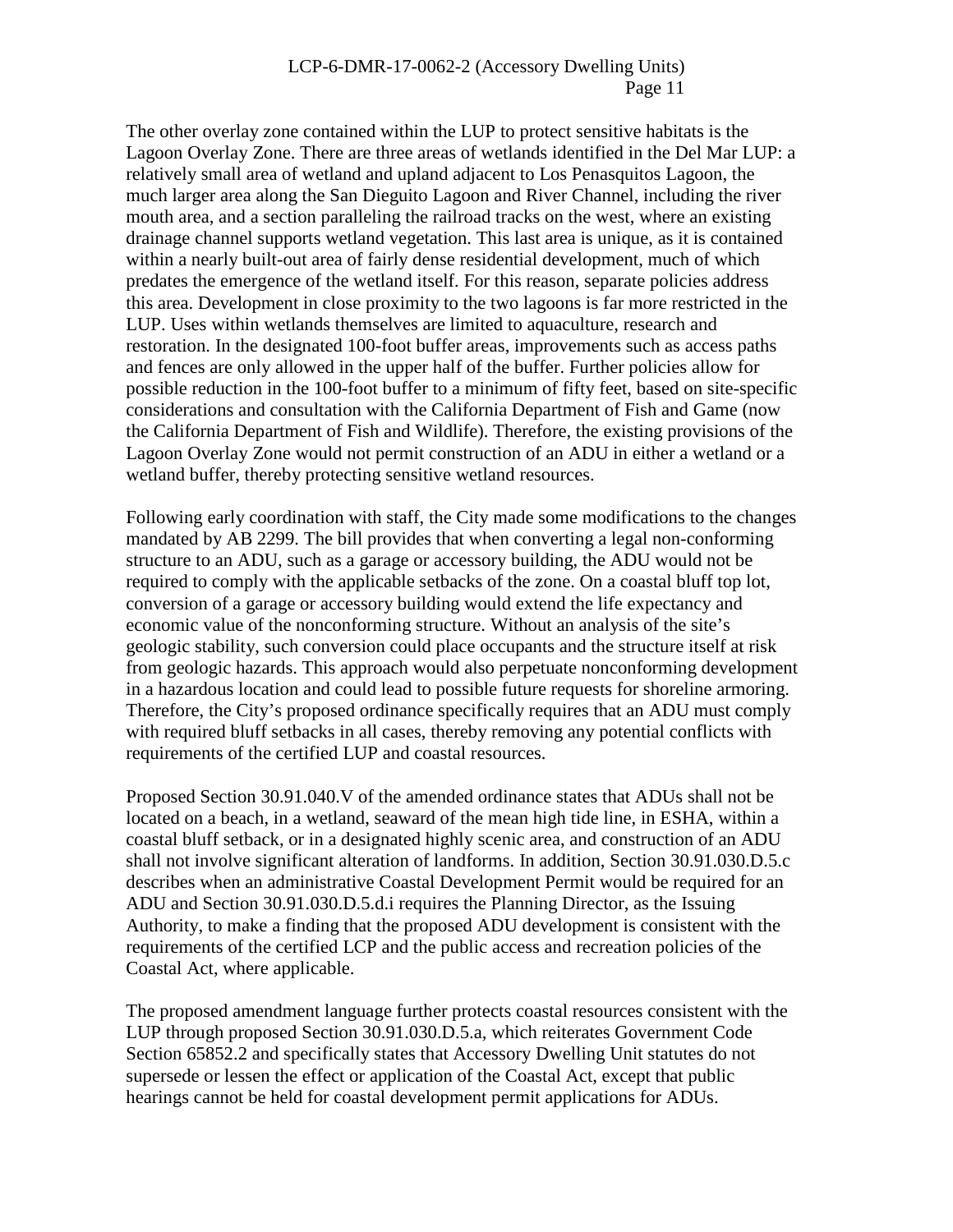The other overlay zone contained within the LUP to protect sensitive habitats is the Lagoon Overlay Zone. There are three areas of wetlands identified in the Del Mar LUP: a relatively small area of wetland and upland adjacent to Los Penasquitos Lagoon, the much larger area along the San Dieguito Lagoon and River Channel, including the river mouth area, and a section paralleling the railroad tracks on the west, where an existing drainage channel supports wetland vegetation. This last area is unique, as it is contained within a nearly built-out area of fairly dense residential development, much of which predates the emergence of the wetland itself. For this reason, separate policies address this area. Development in close proximity to the two lagoons is far more restricted in the LUP. Uses within wetlands themselves are limited to aquaculture, research and restoration. In the designated 100-foot buffer areas, improvements such as access paths and fences are only allowed in the upper half of the buffer. Further policies allow for possible reduction in the 100-foot buffer to a minimum of fifty feet, based on site-specific considerations and consultation with the California Department of Fish and Game (now the California Department of Fish and Wildlife). Therefore, the existing provisions of the Lagoon Overlay Zone would not permit construction of an ADU in either a wetland or a wetland buffer, thereby protecting sensitive wetland resources.

Following early coordination with staff, the City made some modifications to the changes mandated by AB 2299. The bill provides that when converting a legal non-conforming structure to an ADU, such as a garage or accessory building, the ADU would not be required to comply with the applicable setbacks of the zone. On a coastal bluff top lot, conversion of a garage or accessory building would extend the life expectancy and economic value of the nonconforming structure. Without an analysis of the site's geologic stability, such conversion could place occupants and the structure itself at risk from geologic hazards. This approach would also perpetuate nonconforming development in a hazardous location and could lead to possible future requests for shoreline armoring. Therefore, the City's proposed ordinance specifically requires that an ADU must comply with required bluff setbacks in all cases, thereby removing any potential conflicts with requirements of the certified LUP and coastal resources.

Proposed Section 30.91.040.V of the amended ordinance states that ADUs shall not be located on a beach, in a wetland, seaward of the mean high tide line, in ESHA, within a coastal bluff setback, or in a designated highly scenic area, and construction of an ADU shall not involve significant alteration of landforms. In addition, Section 30.91.030.D.5.c describes when an administrative Coastal Development Permit would be required for an ADU and Section 30.91.030.D.5.d.i requires the Planning Director, as the Issuing Authority, to make a finding that the proposed ADU development is consistent with the requirements of the certified LCP and the public access and recreation policies of the Coastal Act, where applicable.

The proposed amendment language further protects coastal resources consistent with the LUP through proposed Section 30.91.030.D.5.a, which reiterates Government Code Section 65852.2 and specifically states that Accessory Dwelling Unit statutes do not supersede or lessen the effect or application of the Coastal Act, except that public hearings cannot be held for coastal development permit applications for ADUs.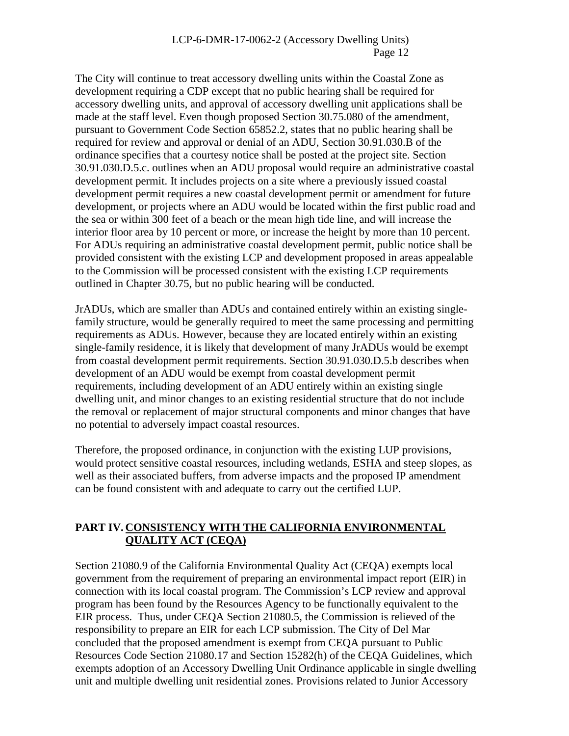The City will continue to treat accessory dwelling units within the Coastal Zone as development requiring a CDP except that no public hearing shall be required for accessory dwelling units, and approval of accessory dwelling unit applications shall be made at the staff level. Even though proposed Section 30.75.080 of the amendment, pursuant to Government Code Section 65852.2, states that no public hearing shall be required for review and approval or denial of an ADU, Section 30.91.030.B of the ordinance specifies that a courtesy notice shall be posted at the project site. Section 30.91.030.D.5.c. outlines when an ADU proposal would require an administrative coastal development permit. It includes projects on a site where a previously issued coastal development permit requires a new coastal development permit or amendment for future development, or projects where an ADU would be located within the first public road and the sea or within 300 feet of a beach or the mean high tide line, and will increase the interior floor area by 10 percent or more, or increase the height by more than 10 percent. For ADUs requiring an administrative coastal development permit, public notice shall be provided consistent with the existing LCP and development proposed in areas appealable to the Commission will be processed consistent with the existing LCP requirements outlined in Chapter 30.75, but no public hearing will be conducted.

JrADUs, which are smaller than ADUs and contained entirely within an existing single-family structure, would be generally required to meet the same processing and permitting requirements as ADUs. However, because they are located entirely within an existing single-family residence, it is likely that development of many JrADUs would be exempt from coastal development permit requirements. Section 30.91.030.D.5.b describes when development of an ADU would be exempt from coastal development permit requirements, including development of an ADU entirely within an existing single dwelling unit, and minor changes to an existing residential structure that do not include the removal or replacement of major structural components and minor changes that have no potential to adversely impact coastal resources.

Therefore, the proposed ordinance, in conjunction with the existing LUP provisions, would protect sensitive coastal resources, including wetlands, ESHA and steep slopes, as well as their associated buffers, from adverse impacts and the proposed IP amendment can be found consistent with and adequate to carry out the certified LUP.

## PART IV. CONSISTENCY WITH THE CALIFORNIA ENVIRONMENTAL QUALITY ACT (CEQA)

Section 21080.9 of the California Environmental Quality Act (CEQA) exempts local government from the requirement of preparing an environmental impact report (EIR) in connection with its local coastal program. The Commission's LCP review and approval program has been found by the Resources Agency to be functionally equivalent to the EIR process. Thus, under CEQA Section 21080.5, the Commission is relieved of the responsibility to prepare an EIR for each LCP submission. The City of Del Mar concluded that the proposed amendment is exempt from CEQA pursuant to Public Resources Code Section 21080.17 and Section 15282(h) of the CEQA Guidelines, which exempts adoption of an Accessory Dwelling Unit Ordinance applicable in single dwelling unit and multiple dwelling unit residential zones. Provisions related to Junior Accessory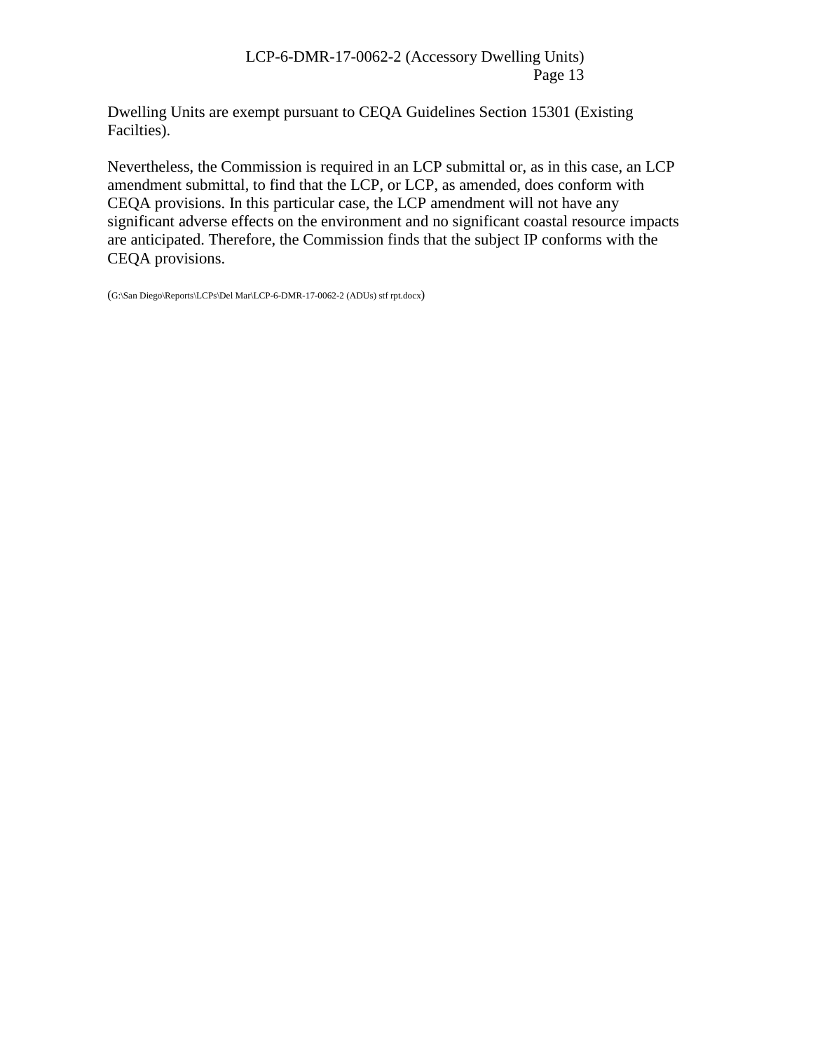Dwelling Units are exempt pursuant to CEQA Guidelines Section 15301 (Existing Facilties).

Nevertheless, the Commission is required in an LCP submittal or, as in this case, an LCP amendment submittal, to find that the LCP, or LCP, as amended, does conform with CEQA provisions. In this particular case, the LCP amendment will not have any significant adverse effects on the environment and no significant coastal resource impacts are anticipated. Therefore, the Commission finds that the subject IP conforms with the CEQA provisions.

(G:\San Diego\Reports\LCPs\Del Mar\LCP-6-DMR-17-0062-2 (ADUs) stf rpt.docx)